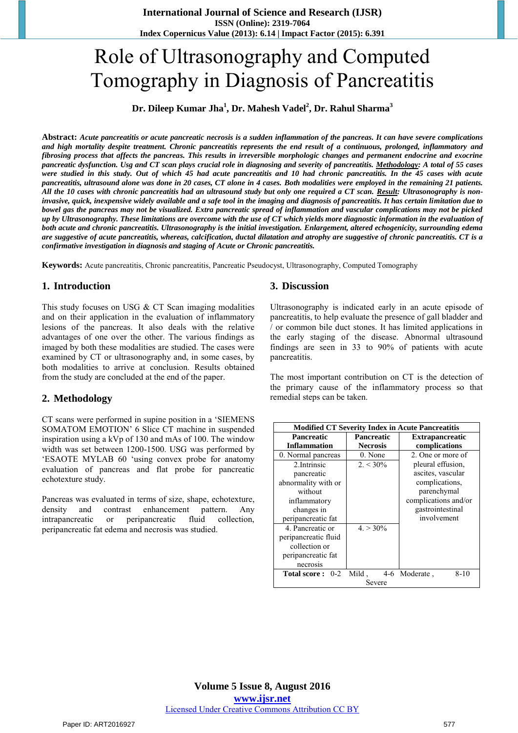# Role of Ultrasonography and Computed Tomography in Diagnosis of Pancreatitis

**Dr. Dileep Kumar Jha[1], Dr. Mahesh Vadel[2], Dr. Rahul Sharma[3]**

**Abstract:** ***Acute pancreatitis or acute pancreatic necrosis is a sudden inflammation of the pancreas. It can have severe complications and high mortality despite treatment. Chronic pancreatitis represents the end result of a continuous, prolonged, inflammatory and fibrosing process that affects the pancreas. This results in irreversible morphologic changes and permanent endocrine and exocrine pancreatic dysfunction. Usg and CT scan plays crucial role in diagnosing and severity of pancreatitis. Methodology: A total of 55 cases were studied in this study. Out of which 45 had acute pancreatitis and 10 had chronic pancreatitis. In the 45 cases with acute pancreatitis, ultrasound alone was done in 20 cases, CT alone in 4 cases. Both modalities were employed in the remaining 21 patients. All the 10 cases with chronic pancreatitis had an ultrasound study but only one required a CT scan. Result: Ultrasonography is non-invasive, quick, inexpensive widely available and a safe tool in the imaging and diagnosis of pancreatitis. It has certain limitation due to bowel gas the pancreas may not be visualized. Extra pancreatic spread of inflammation and vascular complications may not be picked up by Ultrasonography. These limitations are overcome with the use of CT which yields more diagnostic information in the evaluation of both acute and chronic pancreatitis. Ultrasonography is the initial investigation. Enlargement, altered echogenicity, surrounding edema are suggestive of acute pancreatitis, whereas, calcification, ductal dilatation and atrophy are suggestive of chronic pancreatitis. CT is a confirmative investigation in diagnosis and staging of Acute or Chronic pancreatitis.***

**Keywords:** Acute pancreatitis, Chronic pancreatitis, Pancreatic Pseudocyst, Ultrasonography, Computed Tomography

## 1. Introduction

This study focuses on USG & CT Scan imaging modalities and on their application in the evaluation of inflammatory lesions of the pancreas. It also deals with the relative advantages of one over the other. The various findings as imaged by both these modalities are studied. The cases were examined by CT or ultrasonography and, in some cases, by both modalities to arrive at conclusion. Results obtained from the study are concluded at the end of the paper.

## 2. Methodology

CT scans were performed in supine position in a 'SIEMENS SOMATOM EMOTION' 6 Slice CT machine in suspended inspiration using a kVp of 130 and mAs of 100. The window width was set between 1200-1500. USG was performed by 'ESAOTE MYLAB 60 'using convex probe for anatomy evaluation of pancreas and flat probe for pancreatic echotexture study.

Pancreas was evaluated in terms of size, shape, echotexture, density and contrast enhancement pattern. Any intrapancreatic or peripancreatic fluid collection, peripancreatic fat edema and necrosis was studied.

## 3. Discussion

Ultrasonography is indicated early in an acute episode of pancreatitis, to help evaluate the presence of gall bladder and / or common bile duct stones. It has limited applications in the early staging of the disease. Abnormal ultrasound findings are seen in 33 to 90% of patients with acute pancreatitis.

The most important contribution on CT is the detection of the primary cause of the inflammatory process so that remedial steps can be taken.

| Modified CT Severity Index in Acute Pancreatitis | | |
|---|---|---|
| **Pancreatic Inflammation** | **Pancreatic Necrosis** | **Extrapancreatic complications** |
| 0. Normal pancreas | 0. None | 2. One or more of pleural effusion, ascites, vascular complications, parenchymal complications and/or gastrointestinal involvement |
| 2.Intrinsic pancreatic abnormality with or without inflammatory changes in peripancreatic fat | 2. < 30% | |
| 4. Pancreatic or peripancreatic fluid collection or peripancreatic fat necrosis | 4. > 30% | |
| **Total score :** 0-2 Mild , 4-6 Moderate , 8-10 Severe | | |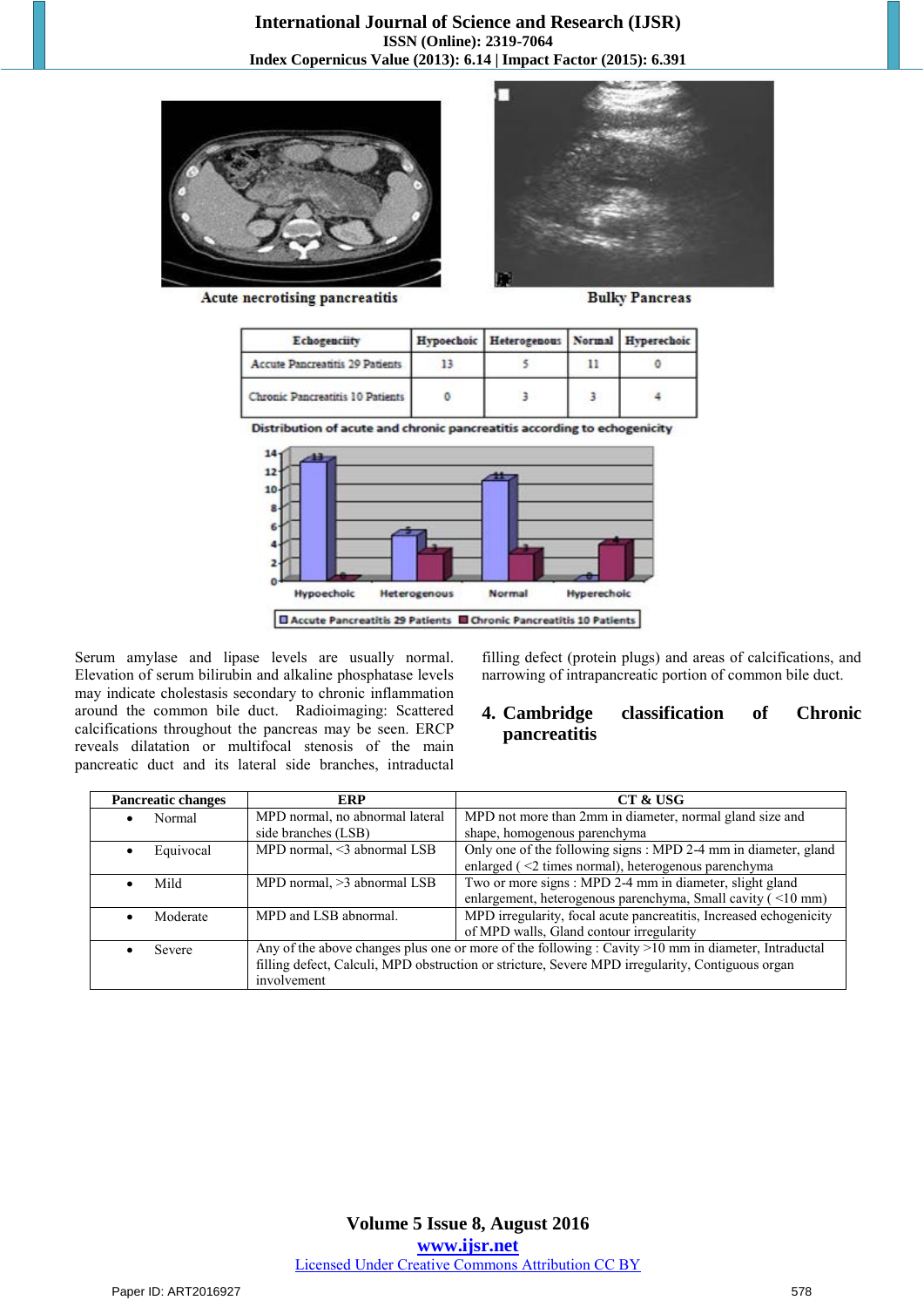Acute necrotising pancreatitis

Bulky Pancreas

| Echogenciity | Hypoechoic | Heterogenous | Normal | Hyperechoic |
|---|---|---|---|---|
| Accute Pancreatitis 29 Patients | 13 | 5 | 11 | 0 |
| Chronic Pancreatitis 10 Patients | 0 | 3 | 3 | 4 |

Distribution of acute and chronic pancreatitis according to echogenicity

14
12
10
8
6
4
2
0
13
0
5
3
11
3
0
4
Hypoechoic
Heterogenous
Normal
Hyperechoic
Accute Pancreatitis 29 Patients
Chronic Pancreatitis 10 Patients

Serum amylase and lipase levels are usually normal. Elevation of serum bilirubin and alkaline phosphatase levels may indicate cholestasis secondary to chronic inflammation around the common bile duct. Radioimaging: Scattered calcifications throughout the pancreas may be seen. ERCP reveals dilatation or multifocal stenosis of the main pancreatic duct and its lateral side branches, intraductal filling defect (protein plugs) and areas of calcifications, and narrowing of intrapancreatic portion of common bile duct.

## 4. Cambridge classification of Chronic pancreatitis

| Pancreatic changes | ERP | CT & USG |
|---|---|---|
| • Normal | MPD normal, no abnormal lateral side branches (LSB) | MPD not more than 2mm in diameter, normal gland size and shape, homogenous parenchyma |
| • Equivocal | MPD normal, <3 abnormal LSB | Only one of the following signs : MPD 2-4 mm in diameter, gland enlarged ( <2 times normal), heterogenous parenchyma |
| • Mild | MPD normal, >3 abnormal LSB | Two or more signs : MPD 2-4 mm in diameter, slight gland enlargement, heterogenous parenchyma, Small cavity ( <10 mm) |
| • Moderate | MPD and LSB abnormal. | MPD irregularity, focal acute pancreatitis, Increased echogenicity of MPD walls, Gland contour irregularity |
| • Severe | Any of the above changes plus one or more of the following : Cavity >10 mm in diameter, Intraductal filling defect, Calculi, MPD obstruction or stricture, Severe MPD irregularity, Contiguous organ involvement | |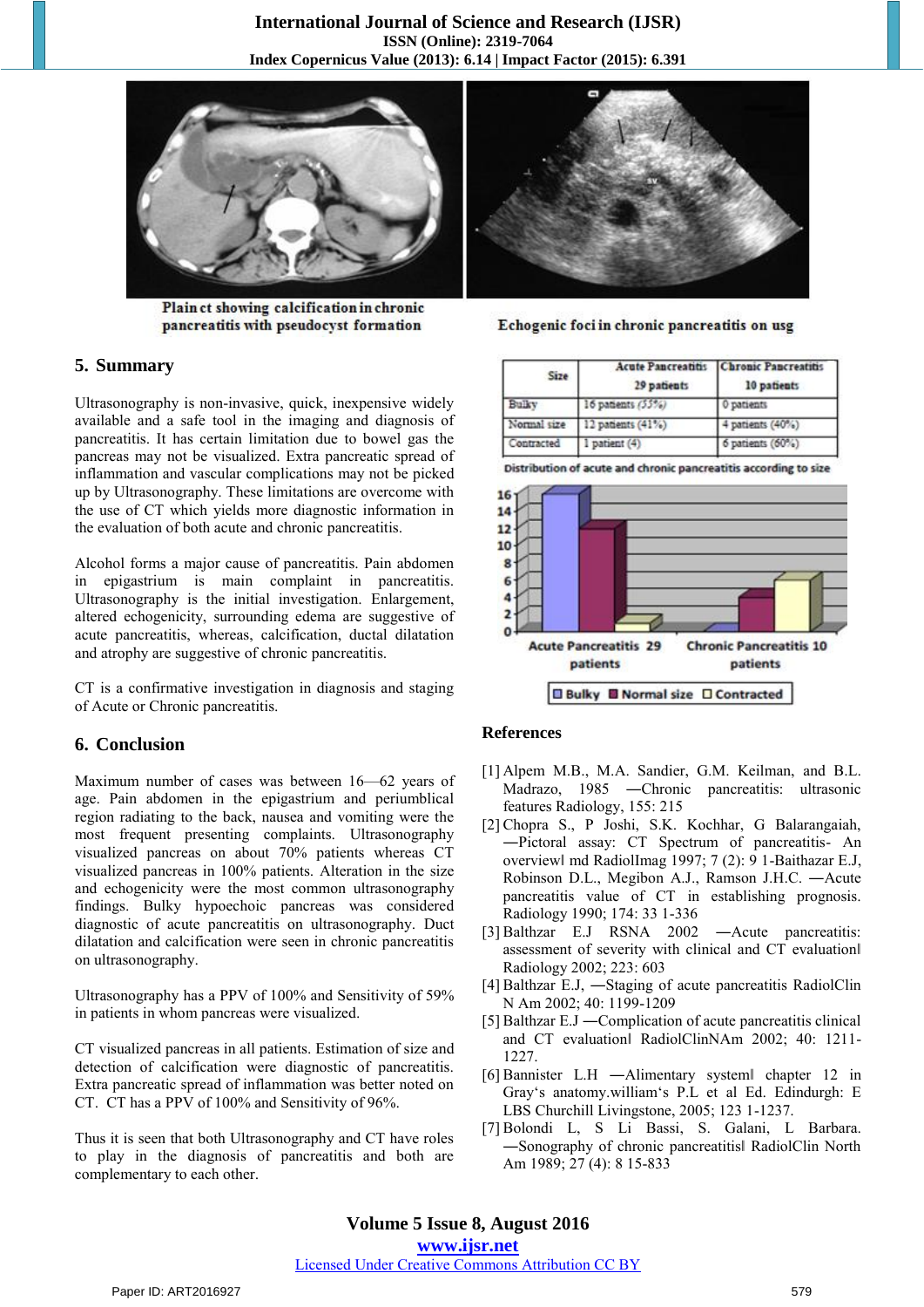Plain ct showing calcification in chronic pancreatitis with pseudocyst formation

Echogenic foci in chronic pancreatitis on usg

## 5. Summary

Ultrasonography is non-invasive, quick, inexpensive widely available and a safe tool in the imaging and diagnosis of pancreatitis. It has certain limitation due to bowel gas the pancreas may not be visualized. Extra pancreatic spread of inflammation and vascular complications may not be picked up by Ultrasonography. These limitations are overcome with the use of CT which yields more diagnostic information in the evaluation of both acute and chronic pancreatitis.

Alcohol forms a major cause of pancreatitis. Pain abdomen in epigastrium is main complaint in pancreatitis. Ultrasonography is the initial investigation. Enlargement, altered echogenicity, surrounding edema are suggestive of acute pancreatitis, whereas, calcification, ductal dilatation and atrophy are suggestive of chronic pancreatitis.

CT is a confirmative investigation in diagnosis and staging of Acute or Chronic pancreatitis.

## 6. Conclusion

Maximum number of cases was between 16—62 years of age. Pain abdomen in the epigastrium and periumblical region radiating to the back, nausea and vomiting were the most frequent presenting complaints. Ultrasonography visualized pancreas on about 70% patients whereas CT visualized pancreas in 100% patients. Alteration in the size and echogenicity were the most common ultrasonography findings. Bulky hypoechoic pancreas was considered diagnostic of acute pancreatitis on ultrasonography. Duct dilatation and calcification were seen in chronic pancreatitis on ultrasonography.

Ultrasonography has a PPV of 100% and Sensitivity of 59% in patients in whom pancreas were visualized.

CT visualized pancreas in all patients. Estimation of size and detection of calcification were diagnostic of pancreatitis. Extra pancreatic spread of inflammation was better noted on CT. CT has a PPV of 100% and Sensitivity of 96%.

Thus it is seen that both Ultrasonography and CT have roles to play in the diagnosis of pancreatitis and both are complementary to each other.

| Size | Acute Pancreatitis 29 patients | Chronic Pancreatitis 10 patients |
|---|---|---|
| Bulky | 16 patients (55%) | 0 patients |
| Normal size | 12 patients (41%) | 4 patients (40%) |
| Contracted | 1 patient (4) | 6 patients (60%) |

Distribution of acute and chronic pancreatitis according to size

16
14
12
10
8
6
4
2
0

Acute Pancreatitis 29 patients
Chronic Pancreatitis 10 patients

Bulky  Normal size  Contracted

## References

[1] Alpem M.B., M.A. Sandier, G.M. Keilman, and B.L. Madrazo, 1985 —Chronic pancreatitis: ultrasonic features Radiology, 155: 215

[2] Chopra S., P Joshi, S.K. Kochhar, G Balarangaiah, —Pictoral assay: CT Spectrum of pancreatitis- An overview‖ md RadiolImag 1997; 7 (2): 9 1-Baithazar E.J, Robinson D.L., Megibon A.J., Ramson J.H.C. —Acute pancreatitis value of CT in establishing prognosis. Radiology 1990; 174: 33 1-336

[3] Balthzar E.J RSNA 2002 —Acute pancreatitis: assessment of severity with clinical and CT evaluation‖ Radiology 2002; 223: 603

[4] Balthzar E.J, —Staging of acute pancreatitis RadiolClin N Am 2002; 40: 1199-1209

[5] Balthzar E.J —Complication of acute pancreatitis clinical and CT evaluation‖ RadiolClinNAm 2002; 40: 1211-1227.

[6] Bannister L.H —Alimentary system‖ chapter 12 in Gray's anatomy.william's P.L et al Ed. Edindurgh: E LBS Churchill Livingstone, 2005; 123 1-1237.

[7] Bolondi L, S Li Bassi, S. Galani, L Barbara. —Sonography of chronic pancreatitis‖ RadiolClin North Am 1989; 27 (4): 8 15-833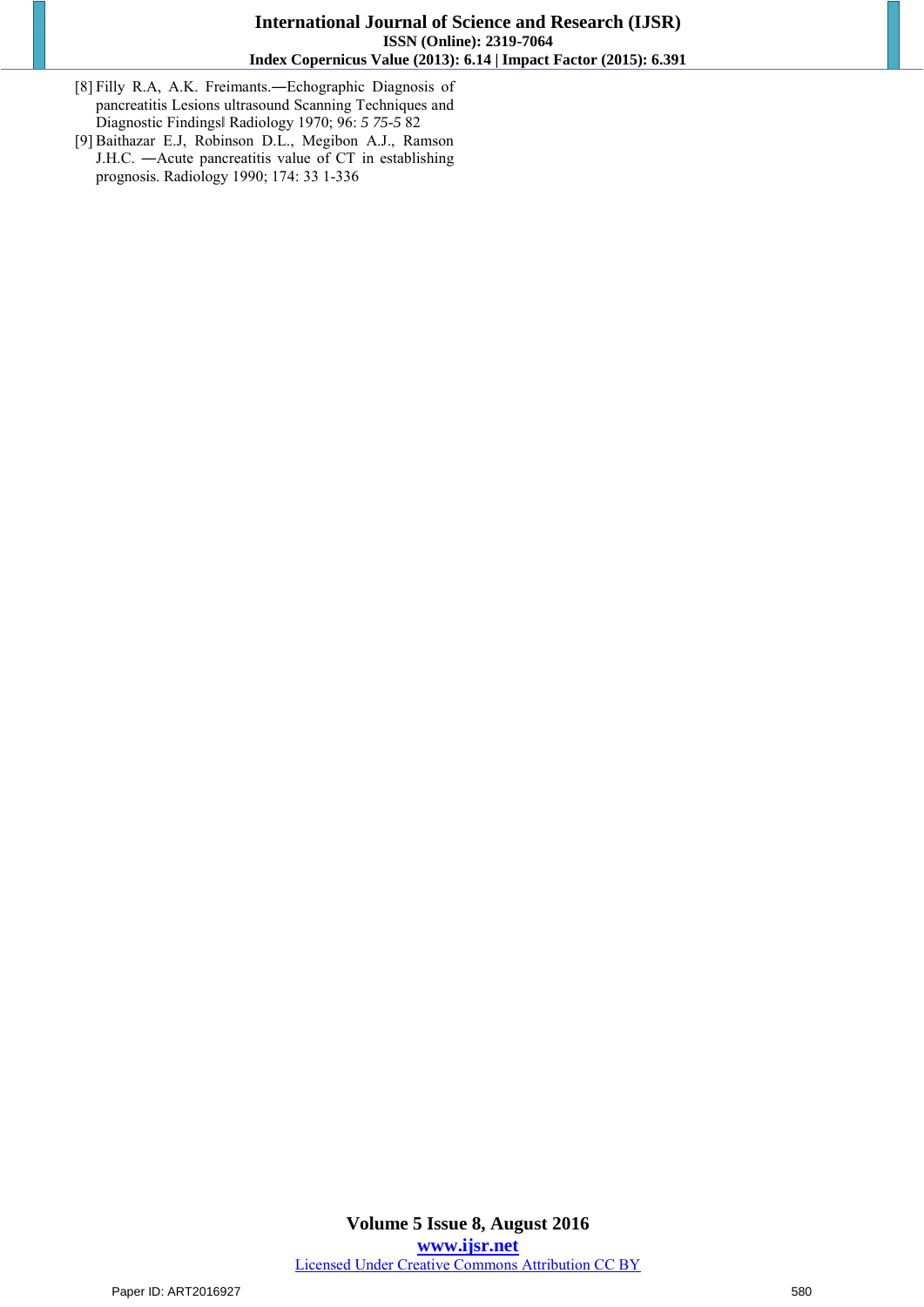[8] Filly R.A, A.K. Freimants.―Echographic Diagnosis of pancreatitis Lesions ultrasound Scanning Techniques and Diagnostic Findings‖ Radiology 1970; 96: *5 75-5* 82

[9] Baithazar E.J, Robinson D.L., Megibon A.J., Ramson J.H.C. ―Acute pancreatitis value of CT in establishing prognosis. Radiology 1990; 174: 33 1-336